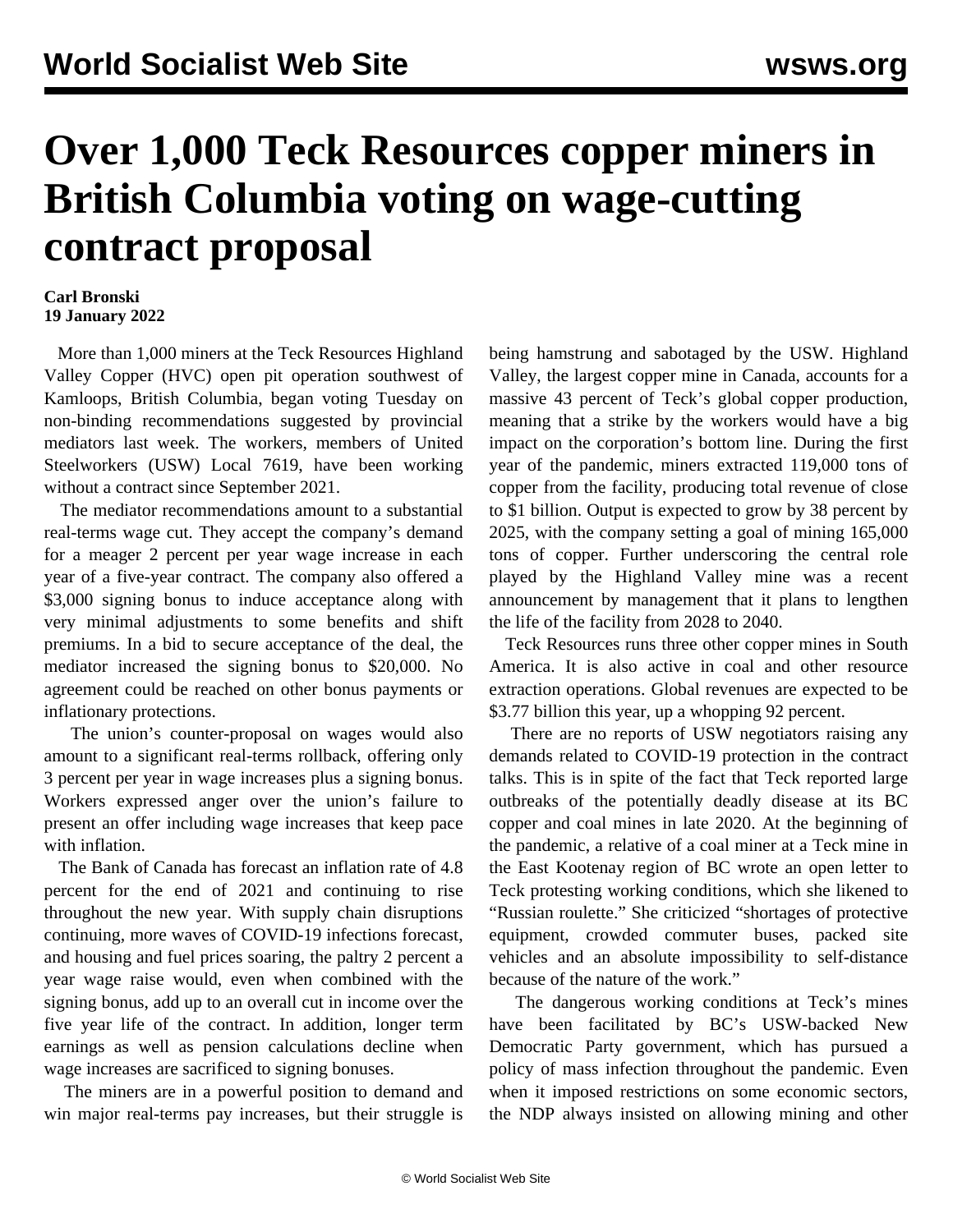# Over 1,000 Teck Resources copper miners in British Columbia voting on wage-cutting contract proposal

**Carl Bronski**
**19 January 2022**

More than 1,000 miners at the Teck Resources Highland Valley Copper (HVC) open pit operation southwest of Kamloops, British Columbia, began voting Tuesday on non-binding recommendations suggested by provincial mediators last week. The workers, members of United Steelworkers (USW) Local 7619, have been working without a contract since September 2021.

The mediator recommendations amount to a substantial real-terms wage cut. They accept the company's demand for a meager 2 percent per year wage increase in each year of a five-year contract. The company also offered a $3,000 signing bonus to induce acceptance along with very minimal adjustments to some benefits and shift premiums. In a bid to secure acceptance of the deal, the mediator increased the signing bonus to $20,000. No agreement could be reached on other bonus payments or inflationary protections.

The union's counter-proposal on wages would also amount to a significant real-terms rollback, offering only 3 percent per year in wage increases plus a signing bonus. Workers expressed anger over the union's failure to present an offer including wage increases that keep pace with inflation.

The Bank of Canada has forecast an inflation rate of 4.8 percent for the end of 2021 and continuing to rise throughout the new year. With supply chain disruptions continuing, more waves of COVID-19 infections forecast, and housing and fuel prices soaring, the paltry 2 percent a year wage raise would, even when combined with the signing bonus, add up to an overall cut in income over the five year life of the contract. In addition, longer term earnings as well as pension calculations decline when wage increases are sacrificed to signing bonuses.

The miners are in a powerful position to demand and win major real-terms pay increases, but their struggle is being hamstrung and sabotaged by the USW. Highland Valley, the largest copper mine in Canada, accounts for a massive 43 percent of Teck's global copper production, meaning that a strike by the workers would have a big impact on the corporation's bottom line. During the first year of the pandemic, miners extracted 119,000 tons of copper from the facility, producing total revenue of close to $1 billion. Output is expected to grow by 38 percent by 2025, with the company setting a goal of mining 165,000 tons of copper. Further underscoring the central role played by the Highland Valley mine was a recent announcement by management that it plans to lengthen the life of the facility from 2028 to 2040.

Teck Resources runs three other copper mines in South America. It is also active in coal and other resource extraction operations. Global revenues are expected to be $3.77 billion this year, up a whopping 92 percent.

There are no reports of USW negotiators raising any demands related to COVID-19 protection in the contract talks. This is in spite of the fact that Teck reported large outbreaks of the potentially deadly disease at its BC copper and coal mines in late 2020. At the beginning of the pandemic, a relative of a coal miner at a Teck mine in the East Kootenay region of BC wrote an open letter to Teck protesting working conditions, which she likened to "Russian roulette." She criticized "shortages of protective equipment, crowded commuter buses, packed site vehicles and an absolute impossibility to self-distance because of the nature of the work."

The dangerous working conditions at Teck's mines have been facilitated by BC's USW-backed New Democratic Party government, which has pursued a policy of mass infection throughout the pandemic. Even when it imposed restrictions on some economic sectors, the NDP always insisted on allowing mining and other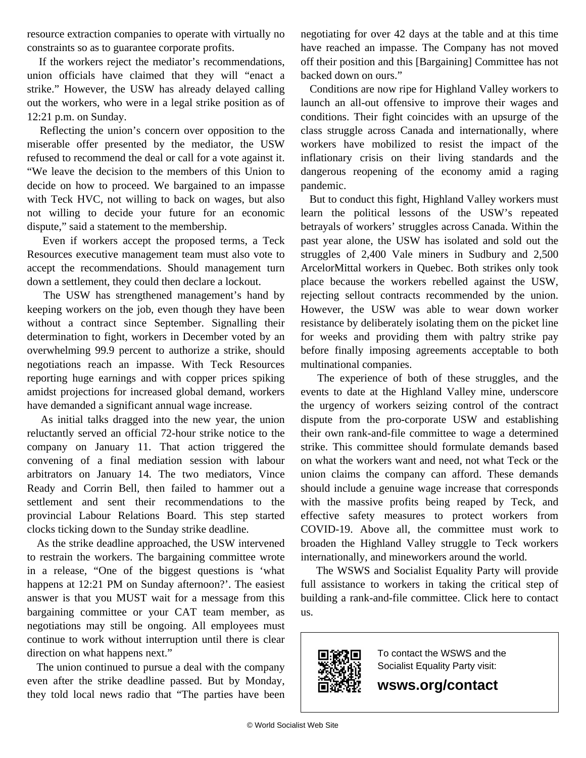resource extraction companies to operate with virtually no constraints so as to guarantee corporate profits.

If the workers reject the mediator's recommendations, union officials have claimed that they will "enact a strike." However, the USW has already delayed calling out the workers, who were in a legal strike position as of 12:21 p.m. on Sunday.

Reflecting the union's concern over opposition to the miserable offer presented by the mediator, the USW refused to recommend the deal or call for a vote against it. "We leave the decision to the members of this Union to decide on how to proceed. We bargained to an impasse with Teck HVC, not willing to back on wages, but also not willing to decide your future for an economic dispute," said a statement to the membership.

Even if workers accept the proposed terms, a Teck Resources executive management team must also vote to accept the recommendations. Should management turn down a settlement, they could then declare a lockout.

The USW has strengthened management's hand by keeping workers on the job, even though they have been without a contract since September. Signalling their determination to fight, workers in December voted by an overwhelming 99.9 percent to authorize a strike, should negotiations reach an impasse. With Teck Resources reporting huge earnings and with copper prices spiking amidst projections for increased global demand, workers have demanded a significant annual wage increase.

As initial talks dragged into the new year, the union reluctantly served an official 72-hour strike notice to the company on January 11. That action triggered the convening of a final mediation session with labour arbitrators on January 14. The two mediators, Vince Ready and Corrin Bell, then failed to hammer out a settlement and sent their recommendations to the provincial Labour Relations Board. This step started clocks ticking down to the Sunday strike deadline.

As the strike deadline approached, the USW intervened to restrain the workers. The bargaining committee wrote in a release, "One of the biggest questions is 'what happens at 12:21 PM on Sunday afternoon?'. The easiest answer is that you MUST wait for a message from this bargaining committee or your CAT team member, as negotiations may still be ongoing. All employees must continue to work without interruption until there is clear direction on what happens next."

The union continued to pursue a deal with the company even after the strike deadline passed. But by Monday, they told local news radio that "The parties have been negotiating for over 42 days at the table and at this time have reached an impasse. The Company has not moved off their position and this [Bargaining] Committee has not backed down on ours."

Conditions are now ripe for Highland Valley workers to launch an all-out offensive to improve their wages and conditions. Their fight coincides with an upsurge of the class struggle across Canada and internationally, where workers have mobilized to resist the impact of the inflationary crisis on their living standards and the dangerous reopening of the economy amid a raging pandemic.

But to conduct this fight, Highland Valley workers must learn the political lessons of the USW's repeated betrayals of workers' struggles across Canada. Within the past year alone, the USW has isolated and sold out the struggles of 2,400 Vale miners in Sudbury and 2,500 ArcelorMittal workers in Quebec. Both strikes only took place because the workers rebelled against the USW, rejecting sellout contracts recommended by the union. However, the USW was able to wear down worker resistance by deliberately isolating them on the picket line for weeks and providing them with paltry strike pay before finally imposing agreements acceptable to both multinational companies.

The experience of both of these struggles, and the events to date at the Highland Valley mine, underscore the urgency of workers seizing control of the contract dispute from the pro-corporate USW and establishing their own rank-and-file committee to wage a determined strike. This committee should formulate demands based on what the workers want and need, not what Teck or the union claims the company can afford. These demands should include a genuine wage increase that corresponds with the massive profits being reaped by Teck, and effective safety measures to protect workers from COVID-19. Above all, the committee must work to broaden the Highland Valley struggle to Teck workers internationally, and mineworkers around the world.

The WSWS and Socialist Equality Party will provide full assistance to workers in taking the critical step of building a rank-and-file committee. Click here to contact us.

To contact the WSWS and the Socialist Equality Party visit:

**wsws.org/contact**